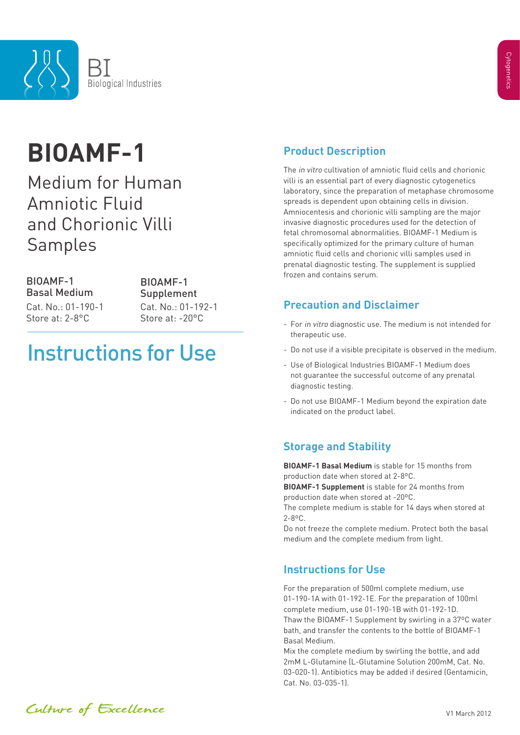BI
Biological Industries

# BIOAMF-1

## Medium for Human Amniotic Fluid and Chorionic Villi Samples

| BIOAMF-1 Basal Medium | BIOAMF-1 Supplement |
|---|---|
| Cat. No.: 01-190-1 | Cat. No.: 01-192-1 |
| Store at: 2-8°C | Store at: -20°C |

# Instructions for Use

## Product Description

The *in vitro* cultivation of amniotic fluid cells and chorionic villi is an essential part of every diagnostic cytogenetics laboratory, since the preparation of metaphase chromosome spreads is dependent upon obtaining cells in division. Amniocentesis and chorionic villi sampling are the major invasive diagnostic procedures used for the detection of fetal chromosomal abnormalities. BIOAMF-1 Medium is specifically optimized for the primary culture of human amniotic fluid cells and chorionic villi samples used in prenatal diagnostic testing. The supplement is supplied frozen and contains serum.

## Precaution and Disclaimer

- For *in vitro* diagnostic use. The medium is not intended for therapeutic use.
- Do not use if a visible precipitate is observed in the medium.
- Use of Biological Industries BIOAMF-1 Medium does not guarantee the successful outcome of any prenatal diagnostic testing.
- Do not use BIOAMF-1 Medium beyond the expiration date indicated on the product label.

## Storage and Stability

**BIOAMF-1 Basal Medium** is stable for 15 months from production date when stored at 2-8ºC.
**BIOAMF-1 Supplement** is stable for 24 months from production date when stored at -20ºC.
The complete medium is stable for 14 days when stored at 2-8ºC.
Do not freeze the complete medium. Protect both the basal medium and the complete medium from light.

## Instructions for Use

For the preparation of 500ml complete medium, use 01-190-1A with 01-192-1E. For the preparation of 100ml complete medium, use 01-190-1B with 01-192-1D.
Thaw the BIOAMF-1 Supplement by swirling in a 37ºC water bath, and transfer the contents to the bottle of BIOAMF-1 Basal Medium.
Mix the complete medium by swirling the bottle, and add 2mM L-Glutamine (L-Glutamine Solution 200mM, Cat. No. 03-020-1). Antibiotics may be added if desired (Gentamicin, Cat. No. 03-035-1).

Culture of Excellence

V1 March 2012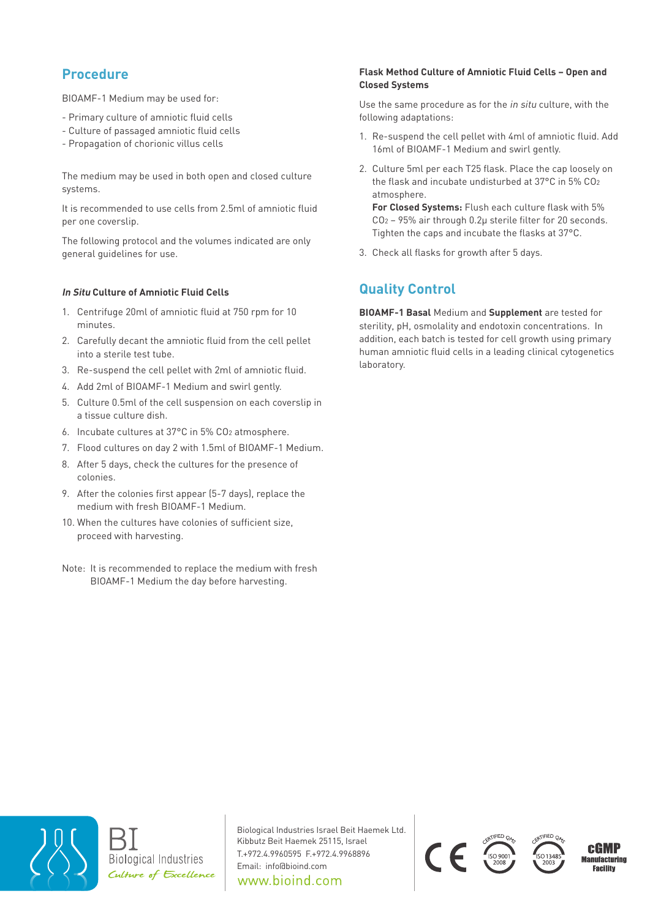## Procedure

BIOAMF-1 Medium may be used for:

- Primary culture of amniotic fluid cells
- Culture of passaged amniotic fluid cells
- Propagation of chorionic villus cells

The medium may be used in both open and closed culture systems.

It is recommended to use cells from 2.5ml of amniotic fluid per one coverslip.

The following protocol and the volumes indicated are only general guidelines for use.

### *In Situ* Culture of Amniotic Fluid Cells

1. Centrifuge 20ml of amniotic fluid at 750 rpm for 10 minutes.
2. Carefully decant the amniotic fluid from the cell pellet into a sterile test tube.
3. Re-suspend the cell pellet with 2ml of amniotic fluid.
4. Add 2ml of BIOAMF-1 Medium and swirl gently.
5. Culture 0.5ml of the cell suspension on each coverslip in a tissue culture dish.
6. Incubate cultures at 37°C in 5% $CO_2$ atmosphere.
7. Flood cultures on day 2 with 1.5ml of BIOAMF-1 Medium.
8. After 5 days, check the cultures for the presence of colonies.
9. After the colonies first appear (5-7 days), replace the medium with fresh BIOAMF-1 Medium.
10. When the cultures have colonies of sufficient size, proceed with harvesting.

Note: It is recommended to replace the medium with fresh BIOAMF-1 Medium the day before harvesting.

### Flask Method Culture of Amniotic Fluid Cells – Open and Closed Systems

Use the same procedure as for the *in situ* culture, with the following adaptations:

1. Re-suspend the cell pellet with 4ml of amniotic fluid. Add 16ml of BIOAMF-1 Medium and swirl gently.
2. Culture 5ml per each T25 flask. Place the cap loosely on the flask and incubate undisturbed at 37°C in 5% $CO_2$ atmosphere.
   **For Closed Systems:** Flush each culture flask with 5% $CO_2$ – 95% air through 0.2µ sterile filter for 20 seconds. Tighten the caps and incubate the flasks at 37°C.
3. Check all flasks for growth after 5 days.

## Quality Control

**BIOAMF-1 Basal** Medium and **Supplement** are tested for sterility, pH, osmolality and endotoxin concentrations. In addition, each batch is tested for cell growth using primary human amniotic fluid cells in a leading clinical cytogenetics laboratory.

BI Biological Industries
Culture of Excellence

Biological Industries Israel Beit Haemek Ltd.
Kibbutz Beit Haemek 25115, Israel
T.+972.4.9960595 F.+972.4.9968896
Email: info@bioind.com
www.bioind.com

CE | Certified QMS ISO 9001 2008 | Certified QMS ISO 13485 2003 | cGMP Manufacturing Facility